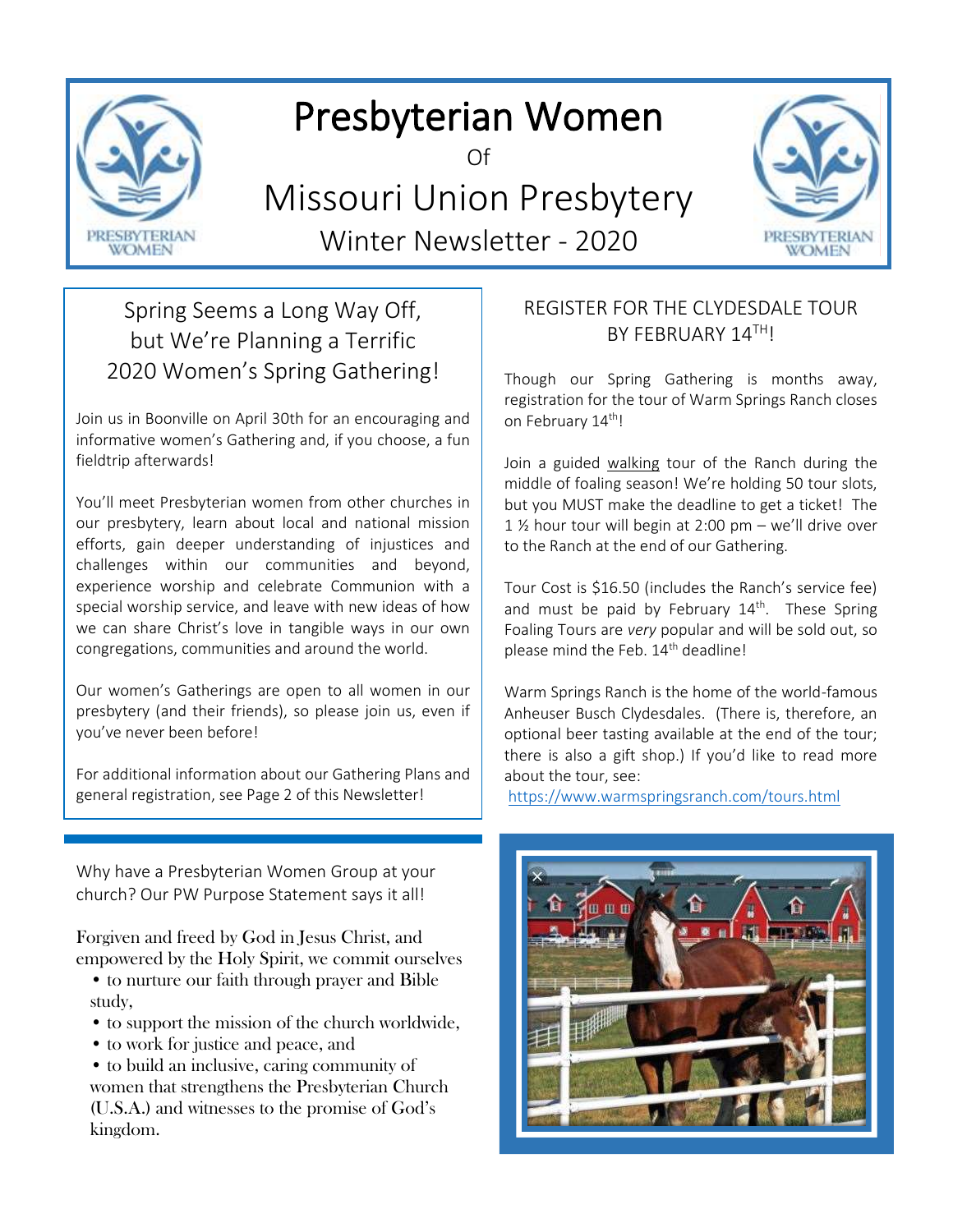# Presbyterian Women

Of

# Missouri Union Presbytery

Winter Newsletter - 2020

## Spring Seems a Long Way Off, but We're Planning a Terrific 2020 Women's Spring Gathering!

Join us in Boonville on April 30th for an encouraging and informative women's Gathering and, if you choose, a fun fieldtrip afterwards!

You'll meet Presbyterian women from other churches in our presbytery, learn about local and national mission efforts, gain deeper understanding of injustices and challenges within our communities and beyond, experience worship and celebrate Communion with a special worship service, and leave with new ideas of how we can share Christ's love in tangible ways in our own congregations, communities and around the world.

Our women's Gatherings are open to all women in our presbytery (and their friends), so please join us, even if you've never been before!

For additional information about our Gathering Plans and general registration, see Page 2 of this Newsletter!

## REGISTER FOR THE CLYDESDALE TOUR BY FEBRUARY 14TH!

Though our Spring Gathering is months away, registration for the tour of Warm Springs Ranch closes on February 14th!

Join a guided walking tour of the Ranch during the middle of foaling season! We're holding 50 tour slots, but you MUST make the deadline to get a ticket! The 1 ½ hour tour will begin at 2:00 pm – we'll drive over to the Ranch at the end of our Gathering.

Tour Cost is $16.50 (includes the Ranch's service fee) and must be paid by February 14th. These Spring Foaling Tours are *very* popular and will be sold out, so please mind the Feb. 14th deadline!

Warm Springs Ranch is the home of the world-famous Anheuser Busch Clydesdales. (There is, therefore, an optional beer tasting available at the end of the tour; there is also a gift shop.) If you'd like to read more about the tour, see: https://www.warmspringsranch.com/tours.html

Why have a Presbyterian Women Group at your church? Our PW Purpose Statement says it all!

Forgiven and freed by God in Jesus Christ, and empowered by the Holy Spirit, we commit ourselves

- to nurture our faith through prayer and Bible study,
- to support the mission of the church worldwide,
- to work for justice and peace, and
- to build an inclusive, caring community of women that strengthens the Presbyterian Church (U.S.A.) and witnesses to the promise of God's kingdom.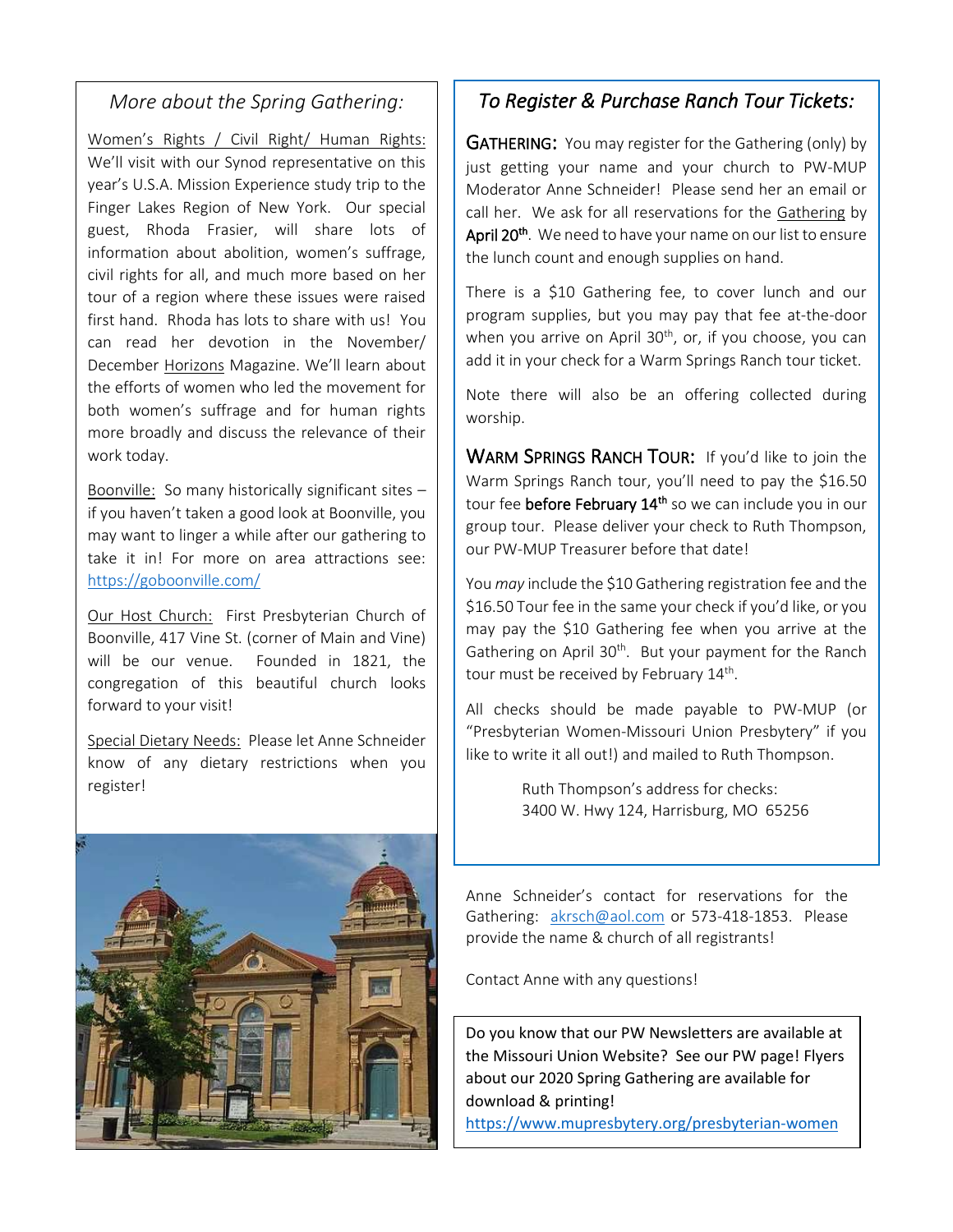## *More about the Spring Gathering:*

Women's Rights / Civil Right/ Human Rights: We'll visit with our Synod representative on this year's U.S.A. Mission Experience study trip to the Finger Lakes Region of New York. Our special guest, Rhoda Frasier, will share lots of information about abolition, women's suffrage, civil rights for all, and much more based on her tour of a region where these issues were raised first hand. Rhoda has lots to share with us! You can read her devotion in the November/ December Horizons Magazine. We'll learn about the efforts of women who led the movement for both women's suffrage and for human rights more broadly and discuss the relevance of their work today.

Boonville: So many historically significant sites – if you haven't taken a good look at Boonville, you may want to linger a while after our gathering to take it in! For more on area attractions see: https://goboonville.com/

Our Host Church: First Presbyterian Church of Boonville, 417 Vine St. (corner of Main and Vine) will be our venue. Founded in 1821, the congregation of this beautiful church looks forward to your visit!

Special Dietary Needs: Please let Anne Schneider know of any dietary restrictions when you register!

## *To Register & Purchase Ranch Tour Tickets:*

**GATHERING:** You may register for the Gathering (only) by just getting your name and your church to PW-MUP Moderator Anne Schneider! Please send her an email or call her. We ask for all reservations for the Gathering by **April 20th**. We need to have your name on our list to ensure the lunch count and enough supplies on hand.

There is a $10 Gathering fee, to cover lunch and our program supplies, but you may pay that fee at-the-door when you arrive on April 30th, or, if you choose, you can add it in your check for a Warm Springs Ranch tour ticket.

Note there will also be an offering collected during worship.

**WARM SPRINGS RANCH TOUR:** If you'd like to join the Warm Springs Ranch tour, you'll need to pay the $16.50 tour fee **before February 14th** so we can include you in our group tour. Please deliver your check to Ruth Thompson, our PW-MUP Treasurer before that date!

You *may* include the $10 Gathering registration fee and the $16.50 Tour fee in the same your check if you'd like, or you may pay the $10 Gathering fee when you arrive at the Gathering on April 30th. But your payment for the Ranch tour must be received by February 14th.

All checks should be made payable to PW-MUP (or "Presbyterian Women-Missouri Union Presbytery" if you like to write it all out!) and mailed to Ruth Thompson.

Ruth Thompson's address for checks:
3400 W. Hwy 124, Harrisburg, MO 65256

Anne Schneider's contact for reservations for the Gathering: akrsch@aol.com or 573-418-1853. Please provide the name & church of all registrants!

Contact Anne with any questions!

Do you know that our PW Newsletters are available at the Missouri Union Website? See our PW page! Flyers about our 2020 Spring Gathering are available for download & printing!
https://www.mupresbytery.org/presbyterian-women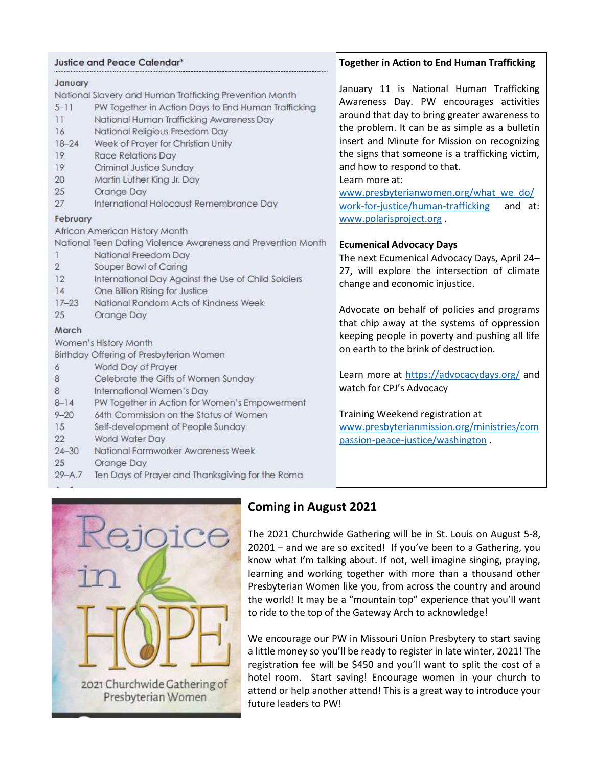## Justice and Peace Calendar*

**January**

National Slavery and Human Trafficking Prevention Month

| | |
|---|---|
| 5–11 | PW Together in Action Days to End Human Trafficking |
| 11 | National Human Trafficking Awareness Day |
| 16 | National Religious Freedom Day |
| 18–24 | Week of Prayer for Christian Unity |
| 19 | Race Relations Day |
| 19 | Criminal Justice Sunday |
| 20 | Martin Luther King Jr. Day |
| 25 | Orange Day |
| 27 | International Holocaust Remembrance Day |

**February**

African American History Month

National Teen Dating Violence Awareness and Prevention Month

| | |
|---|---|
| 1 | National Freedom Day |
| 2 | Souper Bowl of Caring |
| 12 | International Day Against the Use of Child Soldiers |
| 14 | One Billion Rising for Justice |
| 17–23 | National Random Acts of Kindness Week |
| 25 | Orange Day |

**March**

Women's History Month

Birthday Offering of Presbyterian Women

| | |
|---|---|
| 6 | World Day of Prayer |
| 8 | Celebrate the Gifts of Women Sunday |
| 8 | International Women's Day |
| 8–14 | PW Together in Action for Women's Empowerment |
| 9–20 | 64th Commission on the Status of Women |
| 15 | Self-development of People Sunday |
| 22 | World Water Day |
| 24–30 | National Farmworker Awareness Week |
| 25 | Orange Day |
| 29–A.7 | Ten Days of Prayer and Thanksgiving for the Roma |

## Together in Action to End Human Trafficking

January 11 is National Human Trafficking Awareness Day. PW encourages activities around that day to bring greater awareness to the problem. It can be as simple as a bulletin insert and Minute for Mission on recognizing the signs that someone is a trafficking victim, and how to respond to that.

Learn more at: www.presbyterianwomen.org/what_we_do/work-for-justice/human-trafficking and at: www.polarisproject.org .

## Ecumenical Advocacy Days

The next Ecumenical Advocacy Days, April 24–27, will explore the intersection of climate change and economic injustice.

Advocate on behalf of policies and programs that chip away at the systems of oppression keeping people in poverty and pushing all life on earth to the brink of destruction.

Learn more at https://advocacydays.org/ and watch for CPJ's Advocacy

Training Weekend registration at www.presbyterianmission.org/ministries/compassion-peace-justice/washington .

## Coming in August 2021

The 2021 Churchwide Gathering will be in St. Louis on August 5-8, 20201 – and we are so excited! If you've been to a Gathering, you know what I'm talking about. If not, well imagine singing, praying, learning and working together with more than a thousand other Presbyterian Women like you, from across the country and around the world! It may be a "mountain top" experience that you'll want to ride to the top of the Gateway Arch to acknowledge!

We encourage our PW in Missouri Union Presbytery to start saving a little money so you'll be ready to register in late winter, 2021! The registration fee will be $450 and you'll want to split the cost of a hotel room. Start saving! Encourage women in your church to attend or help another attend! This is a great way to introduce your future leaders to PW!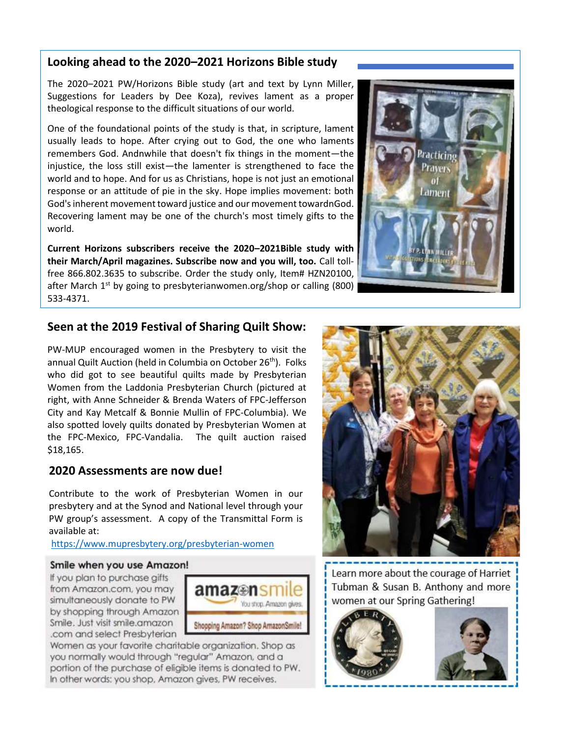## Looking ahead to the 2020–2021 Horizons Bible study

The 2020–2021 PW/Horizons Bible study (art and text by Lynn Miller, Suggestions for Leaders by Dee Koza), revives lament as a proper theological response to the difficult situations of our world.

One of the foundational points of the study is that, in scripture, lament usually leads to hope. After crying out to God, the one who laments remembers God. Andnwhile that doesn't fix things in the moment—the injustice, the loss still exist—the lamenter is strengthened to face the world and to hope. And for us as Christians, hope is not just an emotional response or an attitude of pie in the sky. Hope implies movement: both God's inherent movement toward justice and our movement towardnGod. Recovering lament may be one of the church's most timely gifts to the world.

**Current Horizons subscribers receive the 2020–2021Bible study with their March/April magazines. Subscribe now and you will, too.** Call toll-free 866.802.3635 to subscribe. Order the study only, Item# HZN20100, after March 1st by going to presbyterianwomen.org/shop or calling (800) 533-4371.

## Seen at the 2019 Festival of Sharing Quilt Show:

PW-MUP encouraged women in the Presbytery to visit the annual Quilt Auction (held in Columbia on October 26th). Folks who did got to see beautiful quilts made by Presbyterian Women from the Laddonia Presbyterian Church (pictured at right, with Anne Schneider & Brenda Waters of FPC-Jefferson City and Kay Metcalf & Bonnie Mullin of FPC-Columbia). We also spotted lovely quilts donated by Presbyterian Women at the FPC-Mexico, FPC-Vandalia. The quilt auction raised $18,165.

## 2020 Assessments are now due!

Contribute to the work of Presbyterian Women in our presbytery and at the Synod and National level through your PW group's assessment. A copy of the Transmittal Form is available at:

https://www.mupresbytery.org/presbyterian-women

### Smile when you use Amazon!

If you plan to purchase gifts from Amazon.com, you may simultaneously donate to PW by shopping through Amazon Smile. Just visit smile.amazon .com and select Presbyterian Women as your favorite charitable organization. Shop as you normally would through "regular" Amazon, and a portion of the purchase of eligible items is donated to PW. In other words: you shop, Amazon gives, PW receives.

Learn more about the courage of Harriet Tubman & Susan B. Anthony and more women at our Spring Gathering!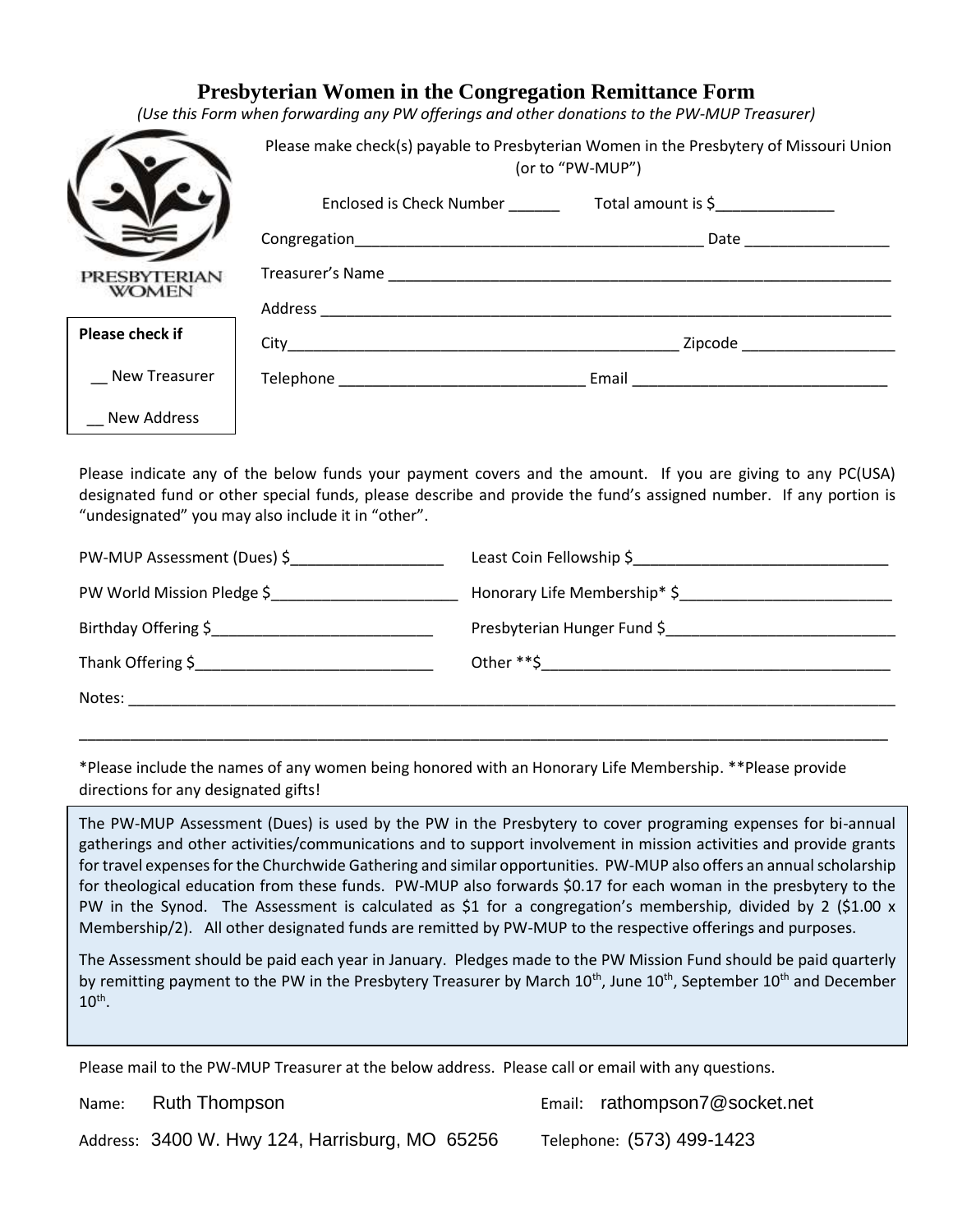# Presbyterian Women in the Congregation Remittance Form

*(Use this Form when forwarding any PW offerings and other donations to the PW-MUP Treasurer)*

PRESBYTERIAN WOMEN

Please make check(s) payable to Presbyterian Women in the Presbytery of Missouri Union (or to "PW-MUP")

Enclosed is Check Number ______ Total amount is $______________

Congregation_________________________________________ Date _________________

Treasurer's Name _____________________________________________________________

Address _____________________________________________________________________

City_______________________________________________ Zipcode __________________

Telephone _____________________________ Email ______________________________

**Please check if**

__ New Treasurer

__ New Address

Please indicate any of the below funds your payment covers and the amount. If you are giving to any PC(USA) designated fund or other special funds, please describe and provide the fund's assigned number. If any portion is "undesignated" you may also include it in "other".

PW-MUP Assessment (Dues) $__________________

PW World Mission Pledge $______________________

Birthday Offering $__________________________

Thank Offering $____________________________

Least Coin Fellowship $______________________________

Honorary Life Membership* $_________________________

Presbyterian Hunger Fund $___________________________

Other **$__________________________________________

Notes: ______________________________________________________________________________________

_____________________________________________________________________________________________

*Please include the names of any women being honored with an Honorary Life Membership. **Please provide directions for any designated gifts!

The PW-MUP Assessment (Dues) is used by the PW in the Presbytery to cover programing expenses for bi-annual gatherings and other activities/communications and to support involvement in mission activities and provide grants for travel expenses for the Churchwide Gathering and similar opportunities. PW-MUP also offers an annual scholarship for theological education from these funds. PW-MUP also forwards $0.17 for each woman in the presbytery to the PW in the Synod. The Assessment is calculated as $1 for a congregation's membership, divided by 2 ($1.00 x Membership/2). All other designated funds are remitted by PW-MUP to the respective offerings and purposes.

The Assessment should be paid each year in January. Pledges made to the PW Mission Fund should be paid quarterly by remitting payment to the PW in the Presbytery Treasurer by March 10th, June 10th, September 10th and December 10th.

Please mail to the PW-MUP Treasurer at the below address. Please call or email with any questions.

Name: Ruth Thompson

Email: rathompson7@socket.net

Address: 3400 W. Hwy 124, Harrisburg, MO 65256

Telephone: (573) 499-1423